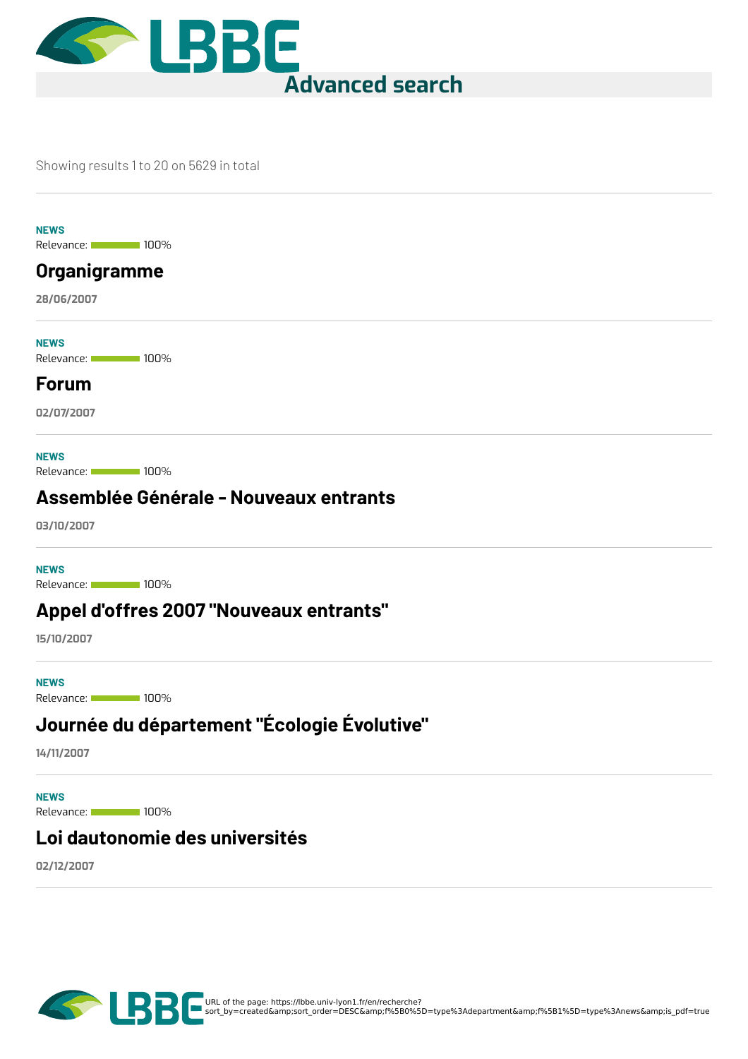# Advanced search

Showing results 1 to 20 on 5629 in total

---

**NEWS**

Relevance: 100%

## Organigramme

**28/06/2007**

---

**NEWS**

Relevance: 100%

## Forum

**02/07/2007**

---

**NEWS**

Relevance: 100%

## Assemblée Générale - Nouveaux entrants

**03/10/2007**

---

**NEWS**

Relevance: 100%

## Appel d'offres 2007 "Nouveaux entrants"

**15/10/2007**

---

**NEWS**

Relevance: 100%

## Journée du département "Écologie Évolutive"

**14/11/2007**

---

**NEWS**

Relevance: 100%

## Loi dautonomie des universités

**02/12/2007**

---

URL of the page: https://lbbe.univ-lyon1.fr/en/recherche?sort_by=created&amp;sort_order=DESC&amp;f%5B0%5D=type%3Adepartment&amp;f%5B1%5D=type%3Anews&amp;is_pdf=true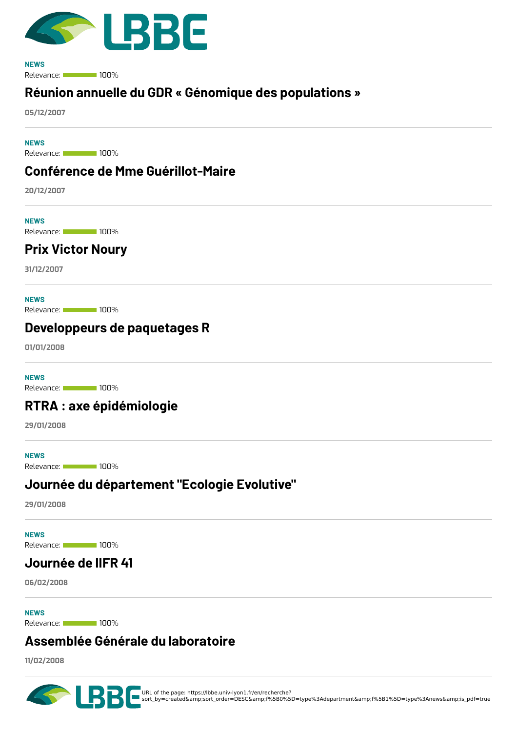**NEWS**
Relevance: 100%

## Réunion annuelle du GDR « Génomique des populations »

05/12/2007

---

**NEWS**
Relevance: 100%

## Conférence de Mme Guérillot-Maire

20/12/2007

---

**NEWS**
Relevance: 100%

## Prix Victor Noury

31/12/2007

---

**NEWS**
Relevance: 100%

## Developpeurs de paquetages R

01/01/2008

---

**NEWS**
Relevance: 100%

## RTRA : axe épidémiologie

29/01/2008

---

**NEWS**
Relevance: 100%

## Journée du département "Ecologie Evolutive"

29/01/2008

---

**NEWS**
Relevance: 100%

## Journée de lIFR 41

06/02/2008

---

**NEWS**
Relevance: 100%

## Assemblée Générale du laboratoire

11/02/2008

---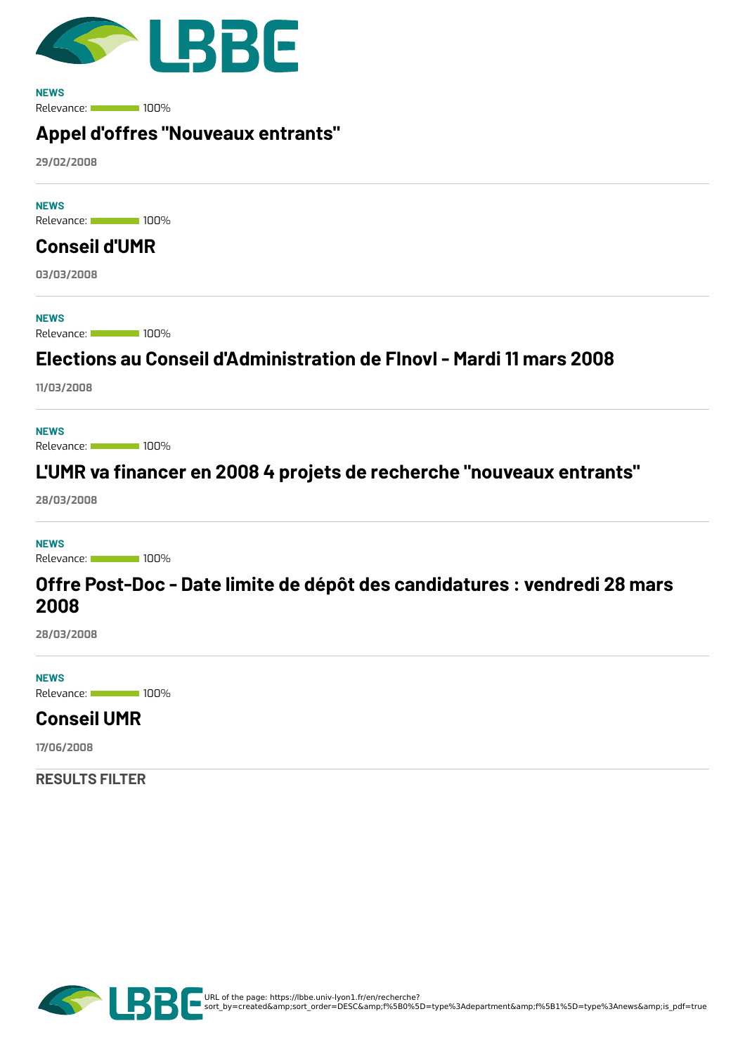NEWS

Relevance: 100%

## Appel d'offres "Nouveaux entrants"

29/02/2008

---

NEWS

Relevance: 100%

## Conseil d'UMR

03/03/2008

---

NEWS

Relevance: 100%

## Elections au Conseil d'Administration de FInovI - Mardi 11 mars 2008

11/03/2008

---

NEWS

Relevance: 100%

## L'UMR va financer en 2008 4 projets de recherche "nouveaux entrants"

28/03/2008

---

NEWS

Relevance: 100%

## Offre Post-Doc - Date limite de dépôt des candidatures : vendredi 28 mars 2008

28/03/2008

---

NEWS

Relevance: 100%

## Conseil UMR

17/06/2008

---

RESULTS FILTER

URL of the page: https://lbbe.univ-lyon1.fr/en/recherche?sort_by=created&amp;sort_order=DESC&amp;f%5B0%5D=type%3Adepartment&amp;f%5B1%5D=type%3Anews&amp;is_pdf=true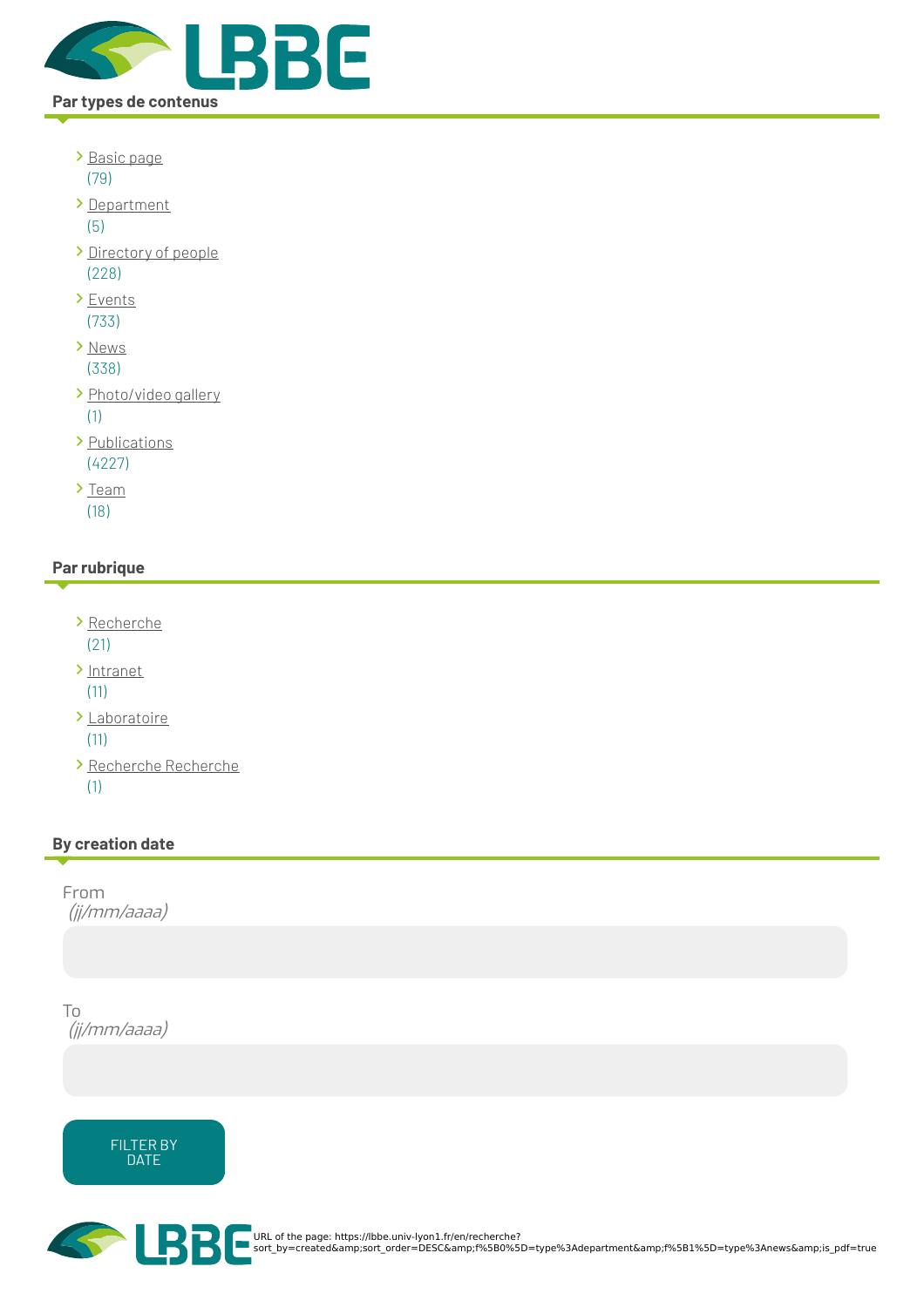## Par types de contenus

- Basic page (79)
- Department (5)
- Directory of people (228)
- Events (733)
- News (338)
- Photo/video gallery (1)
- Publications (4227)
- Team (18)

## Par rubrique

- Recherche (21)
- Intranet (11)
- Laboratoire (11)
- Recherche Recherche (1)

## By creation date

From
*(jj/mm/aaaa)*

To
*(jj/mm/aaaa)*

FILTER BY DATE

URL of the page: https://lbbe.univ-lyon1.fr/en/recherche?sort_by=created&amp;sort_order=DESC&amp;f%5B0%5D=type%3Adepartment&amp;f%5B1%5D=type%3Anews&amp;is_pdf=true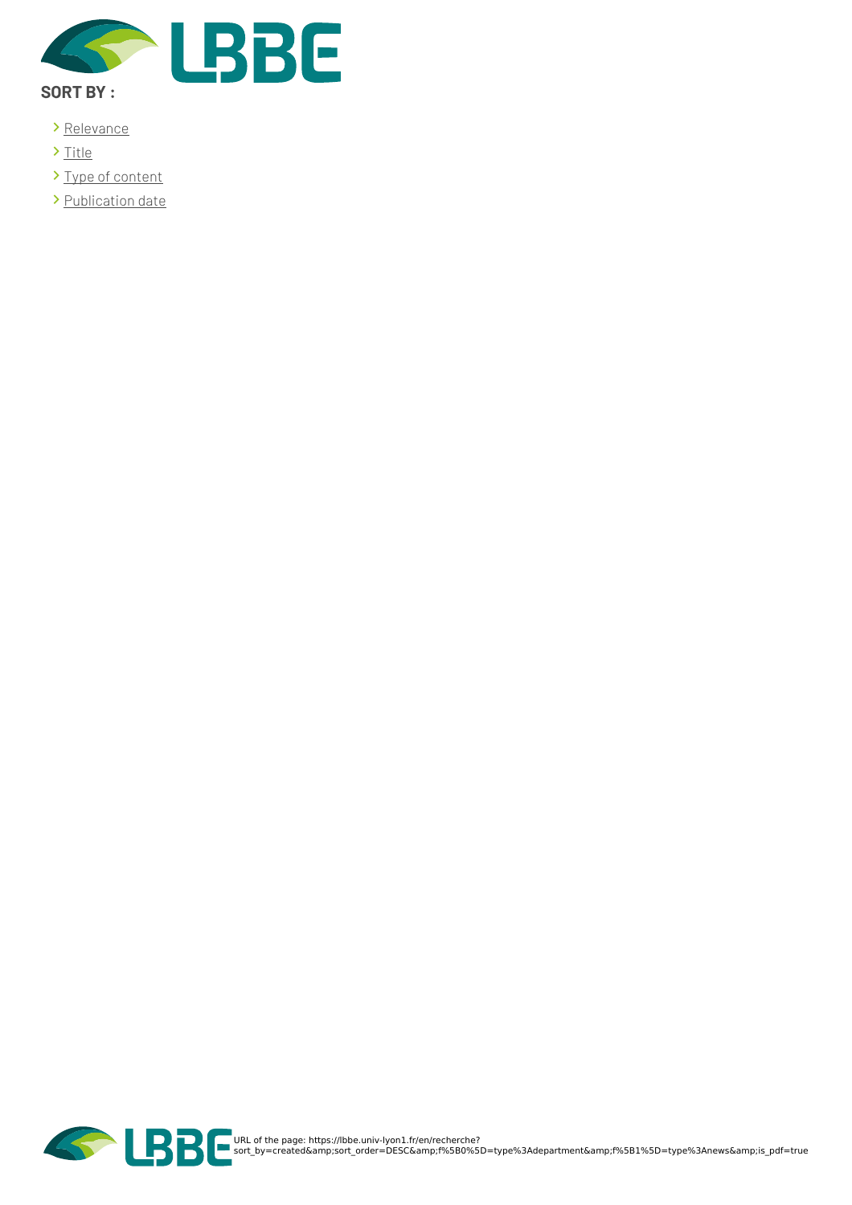**SORT BY :**

- Relevance
- Title
- Type of content
- Publication date

URL of the page: https://lbbe.univ-lyon1.fr/en/recherche?sort_by=created&amp;sort_order=DESC&amp;f%5B0%5D=type%3Adepartment&amp;f%5B1%5D=type%3Anews&amp;is_pdf=true